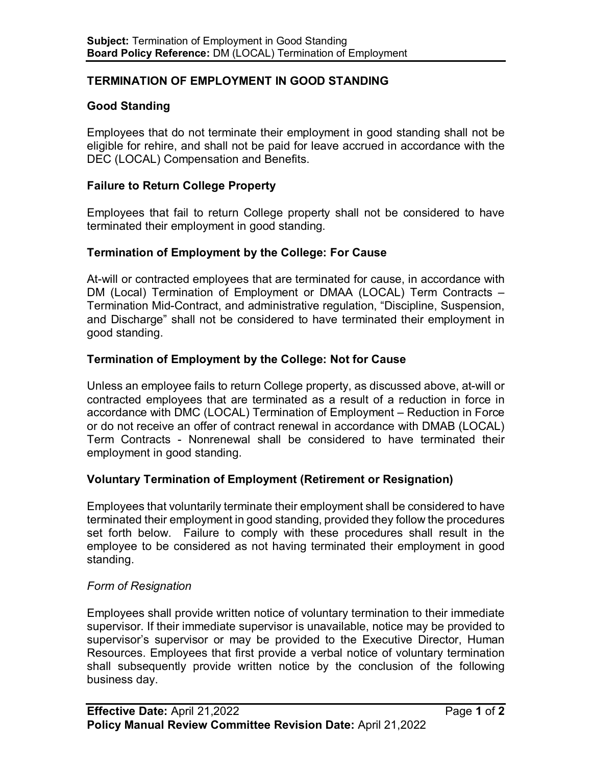**Subject:** Termination of Employment in Good Standing
**Board Policy Reference:** DM (LOCAL) Termination of Employment

# TERMINATION OF EMPLOYMENT IN GOOD STANDING

## Good Standing

Employees that do not terminate their employment in good standing shall not be eligible for rehire, and shall not be paid for leave accrued in accordance with the DEC (LOCAL) Compensation and Benefits.

## Failure to Return College Property

Employees that fail to return College property shall not be considered to have terminated their employment in good standing.

## Termination of Employment by the College: For Cause

At-will or contracted employees that are terminated for cause, in accordance with DM (Local) Termination of Employment or DMAA (LOCAL) Term Contracts – Termination Mid-Contract, and administrative regulation, "Discipline, Suspension, and Discharge" shall not be considered to have terminated their employment in good standing.

## Termination of Employment by the College: Not for Cause

Unless an employee fails to return College property, as discussed above, at-will or contracted employees that are terminated as a result of a reduction in force in accordance with DMC (LOCAL) Termination of Employment – Reduction in Force or do not receive an offer of contract renewal in accordance with DMAB (LOCAL) Term Contracts - Nonrenewal shall be considered to have terminated their employment in good standing.

## Voluntary Termination of Employment (Retirement or Resignation)

Employees that voluntarily terminate their employment shall be considered to have terminated their employment in good standing, provided they follow the procedures set forth below. Failure to comply with these procedures shall result in the employee to be considered as not having terminated their employment in good standing.

### *Form of Resignation*

Employees shall provide written notice of voluntary termination to their immediate supervisor. If their immediate supervisor is unavailable, notice may be provided to supervisor's supervisor or may be provided to the Executive Director, Human Resources. Employees that first provide a verbal notice of voluntary termination shall subsequently provide written notice by the conclusion of the following business day.

**Effective Date:** April 21,2022
**Policy Manual Review Committee Revision Date:** April 21,2022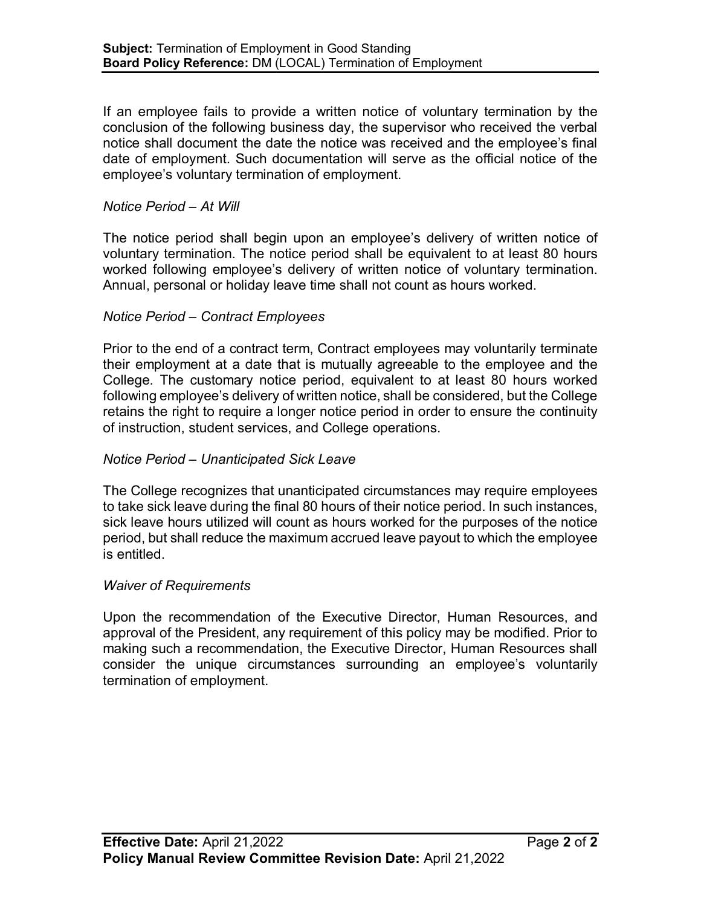If an employee fails to provide a written notice of voluntary termination by the conclusion of the following business day, the supervisor who received the verbal notice shall document the date the notice was received and the employee's final date of employment. Such documentation will serve as the official notice of the employee's voluntary termination of employment.

*Notice Period – At Will*

The notice period shall begin upon an employee's delivery of written notice of voluntary termination. The notice period shall be equivalent to at least 80 hours worked following employee's delivery of written notice of voluntary termination. Annual, personal or holiday leave time shall not count as hours worked.

*Notice Period – Contract Employees*

Prior to the end of a contract term, Contract employees may voluntarily terminate their employment at a date that is mutually agreeable to the employee and the College. The customary notice period, equivalent to at least 80 hours worked following employee's delivery of written notice, shall be considered, but the College retains the right to require a longer notice period in order to ensure the continuity of instruction, student services, and College operations.

*Notice Period – Unanticipated Sick Leave*

The College recognizes that unanticipated circumstances may require employees to take sick leave during the final 80 hours of their notice period. In such instances, sick leave hours utilized will count as hours worked for the purposes of the notice period, but shall reduce the maximum accrued leave payout to which the employee is entitled.

*Waiver of Requirements*

Upon the recommendation of the Executive Director, Human Resources, and approval of the President, any requirement of this policy may be modified. Prior to making such a recommendation, the Executive Director, Human Resources shall consider the unique circumstances surrounding an employee's voluntarily termination of employment.